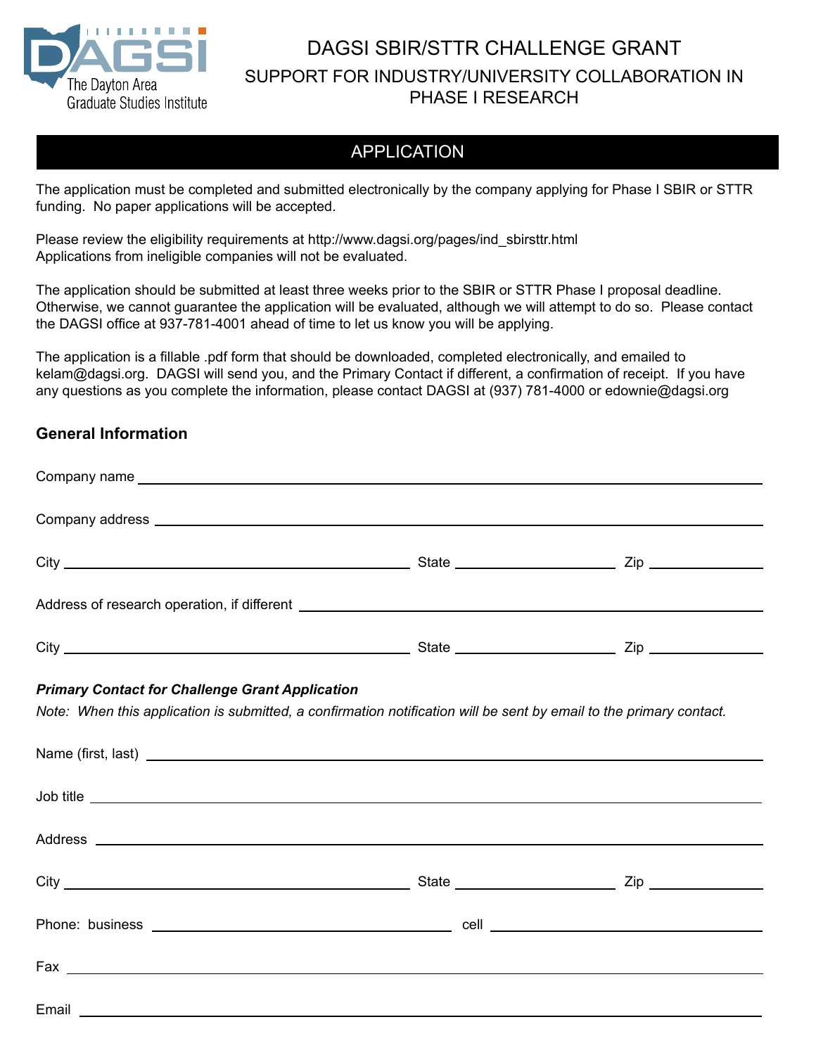DAGSI
The Dayton Area
Graduate Studies Institute

# DAGSI SBIR/STTR CHALLENGE GRANT

## SUPPORT FOR INDUSTRY/UNIVERSITY COLLABORATION IN PHASE I RESEARCH

## APPLICATION

The application must be completed and submitted electronically by the company applying for Phase I SBIR or STTR funding. No paper applications will be accepted.

Please review the eligibility requirements at http://www.dagsi.org/pages/ind_sbirsttr.html
Applications from ineligible companies will not be evaluated.

The application should be submitted at least three weeks prior to the SBIR or STTR Phase I proposal deadline. Otherwise, we cannot guarantee the application will be evaluated, although we will attempt to do so. Please contact the DAGSI office at 937-781-4001 ahead of time to let us know you will be applying.

The application is a fillable .pdf form that should be downloaded, completed electronically, and emailed to kelam@dagsi.org. DAGSI will send you, and the Primary Contact if different, a confirmation of receipt. If you have any questions as you complete the information, please contact DAGSI at (937) 781-4000 or edownie@dagsi.org

### General Information

Company name ______________________________

Company address ______________________________

City ____________________ State ____________ Zip ____________

Address of research operation, if different ______________________________

City ____________________ State ____________ Zip ____________

***Primary Contact for Challenge Grant Application***

*Note: When this application is submitted, a confirmation notification will be sent by email to the primary contact.*

Name (first, last) ______________________________

Job title ______________________________

Address ______________________________

City ____________________ State ____________ Zip ____________

Phone: business ____________________ cell ____________________

Fax ______________________________

Email ______________________________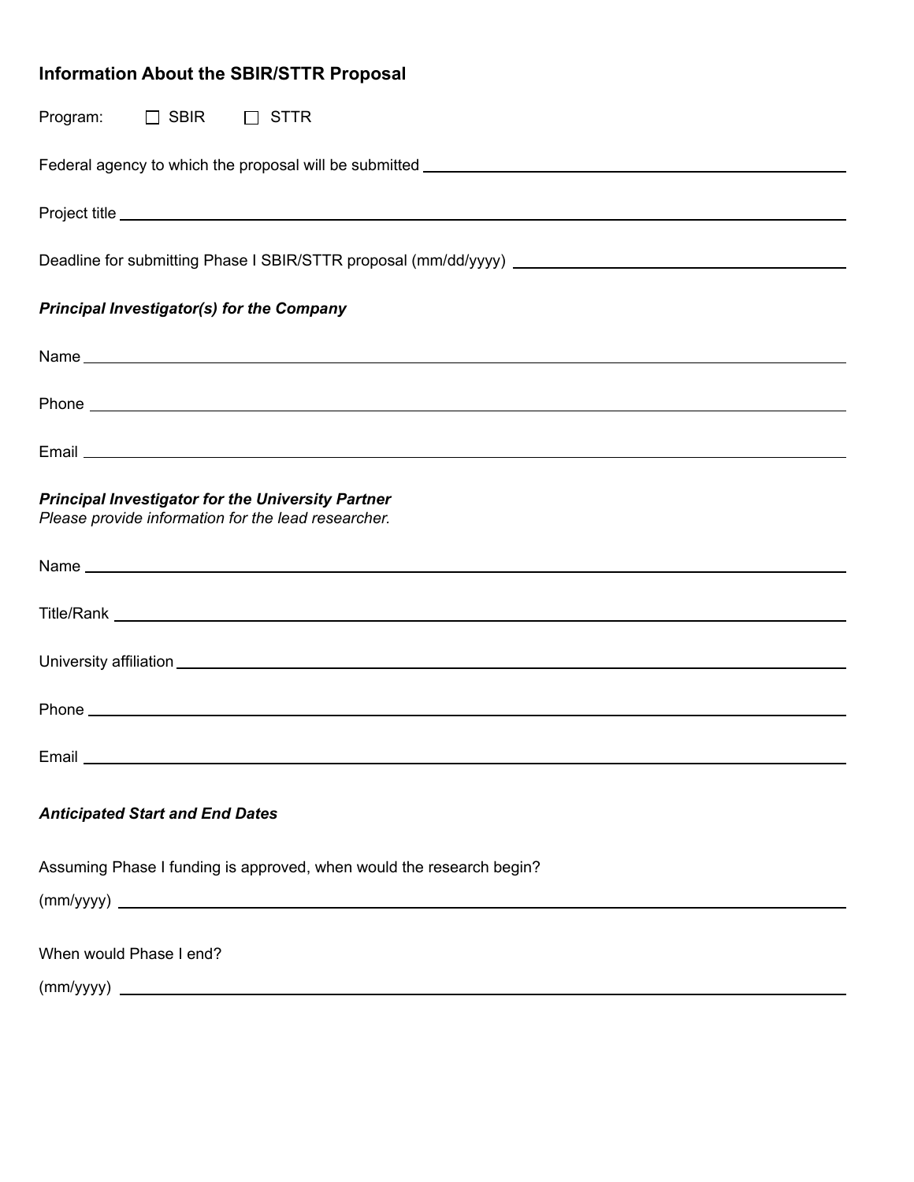## Information About the SBIR/STTR Proposal

Program: ☐ SBIR ☐ STTR

Federal agency to which the proposal will be submitted \_\_\_\_\_\_\_\_\_\_\_\_\_\_\_\_\_\_\_\_\_\_\_\_\_\_\_\_\_\_\_\_\_\_\_\_\_\_\_\_

Project title \_\_\_\_\_\_\_\_\_\_\_\_\_\_\_\_\_\_\_\_\_\_\_\_\_\_\_\_\_\_\_\_\_\_\_\_\_\_\_\_\_\_\_\_\_\_\_\_\_\_\_\_\_\_\_\_\_\_\_\_

Deadline for submitting Phase I SBIR/STTR proposal (mm/dd/yyyy) \_\_\_\_\_\_\_\_\_\_\_\_\_\_\_\_\_\_\_\_\_\_\_\_\_\_\_\_\_\_

***Principal Investigator(s) for the Company***

Name \_\_\_\_\_\_\_\_\_\_\_\_\_\_\_\_\_\_\_\_\_\_\_\_\_\_\_\_\_\_\_\_\_\_\_\_\_\_\_\_\_\_\_\_\_\_\_\_\_\_\_\_\_\_\_\_\_\_\_\_\_\_\_\_

Phone \_\_\_\_\_\_\_\_\_\_\_\_\_\_\_\_\_\_\_\_\_\_\_\_\_\_\_\_\_\_\_\_\_\_\_\_\_\_\_\_\_\_\_\_\_\_\_\_\_\_\_\_\_\_\_\_\_\_\_\_\_\_\_\_

Email \_\_\_\_\_\_\_\_\_\_\_\_\_\_\_\_\_\_\_\_\_\_\_\_\_\_\_\_\_\_\_\_\_\_\_\_\_\_\_\_\_\_\_\_\_\_\_\_\_\_\_\_\_\_\_\_\_\_\_\_\_\_\_\_

***Principal Investigator for the University Partner***
*Please provide information for the lead researcher.*

Name \_\_\_\_\_\_\_\_\_\_\_\_\_\_\_\_\_\_\_\_\_\_\_\_\_\_\_\_\_\_\_\_\_\_\_\_\_\_\_\_\_\_\_\_\_\_\_\_\_\_\_\_\_\_\_\_\_\_\_\_\_\_\_\_

Title/Rank \_\_\_\_\_\_\_\_\_\_\_\_\_\_\_\_\_\_\_\_\_\_\_\_\_\_\_\_\_\_\_\_\_\_\_\_\_\_\_\_\_\_\_\_\_\_\_\_\_\_\_\_\_\_\_\_\_\_\_\_

University affiliation \_\_\_\_\_\_\_\_\_\_\_\_\_\_\_\_\_\_\_\_\_\_\_\_\_\_\_\_\_\_\_\_\_\_\_\_\_\_\_\_\_\_\_\_\_\_\_\_\_\_\_\_\_\_

Phone \_\_\_\_\_\_\_\_\_\_\_\_\_\_\_\_\_\_\_\_\_\_\_\_\_\_\_\_\_\_\_\_\_\_\_\_\_\_\_\_\_\_\_\_\_\_\_\_\_\_\_\_\_\_\_\_\_\_\_\_\_\_\_\_

Email \_\_\_\_\_\_\_\_\_\_\_\_\_\_\_\_\_\_\_\_\_\_\_\_\_\_\_\_\_\_\_\_\_\_\_\_\_\_\_\_\_\_\_\_\_\_\_\_\_\_\_\_\_\_\_\_\_\_\_\_\_\_\_\_

***Anticipated Start and End Dates***

Assuming Phase I funding is approved, when would the research begin?

(mm/yyyy) \_\_\_\_\_\_\_\_\_\_\_\_\_\_\_\_\_\_\_\_\_\_\_\_\_\_\_\_\_\_\_\_\_\_\_\_\_\_\_\_\_\_\_\_\_\_\_\_\_\_\_\_\_\_\_\_\_\_\_\_

When would Phase I end?

(mm/yyyy) \_\_\_\_\_\_\_\_\_\_\_\_\_\_\_\_\_\_\_\_\_\_\_\_\_\_\_\_\_\_\_\_\_\_\_\_\_\_\_\_\_\_\_\_\_\_\_\_\_\_\_\_\_\_\_\_\_\_\_\_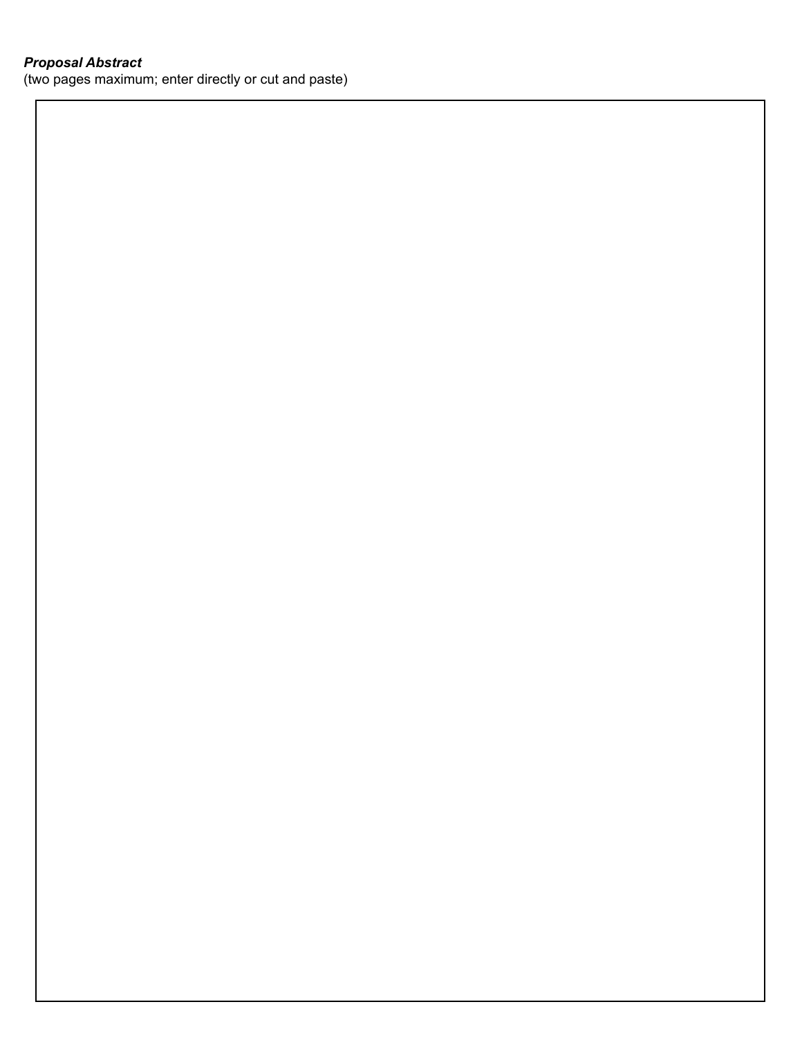***Proposal Abstract***
(two pages maximum; enter directly or cut and paste)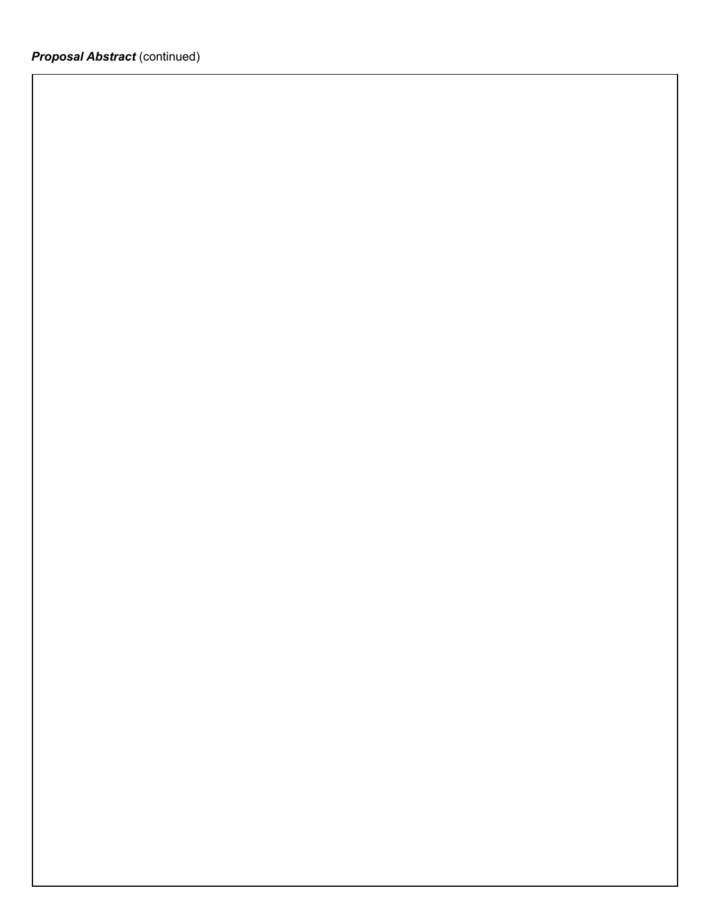***Proposal Abstract*** (continued)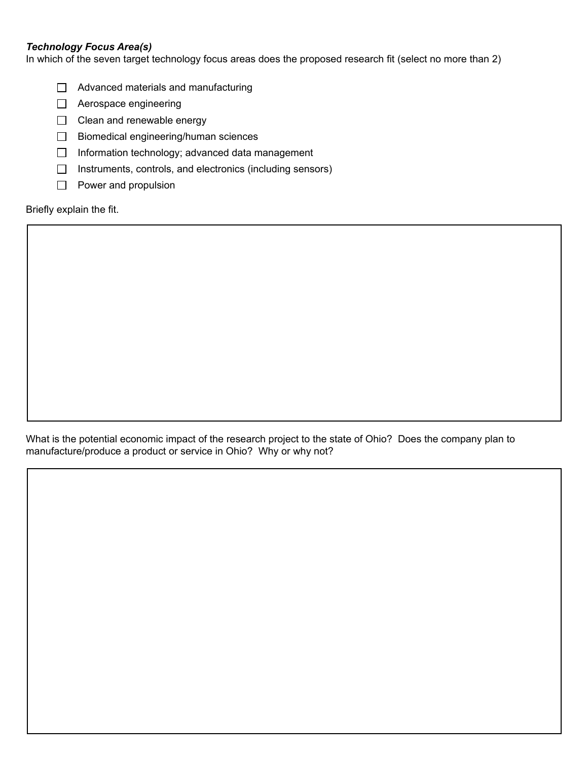***Technology Focus Area(s)***

In which of the seven target technology focus areas does the proposed research fit (select no more than 2)

- ☐ Advanced materials and manufacturing
- ☐ Aerospace engineering
- ☐ Clean and renewable energy
- ☐ Biomedical engineering/human sciences
- ☐ Information technology; advanced data management
- ☐ Instruments, controls, and electronics (including sensors)
- ☐ Power and propulsion

Briefly explain the fit.

| |
|---|
| |

What is the potential economic impact of the research project to the state of Ohio? Does the company plan to manufacture/produce a product or service in Ohio? Why or why not?

| |
|---|
| |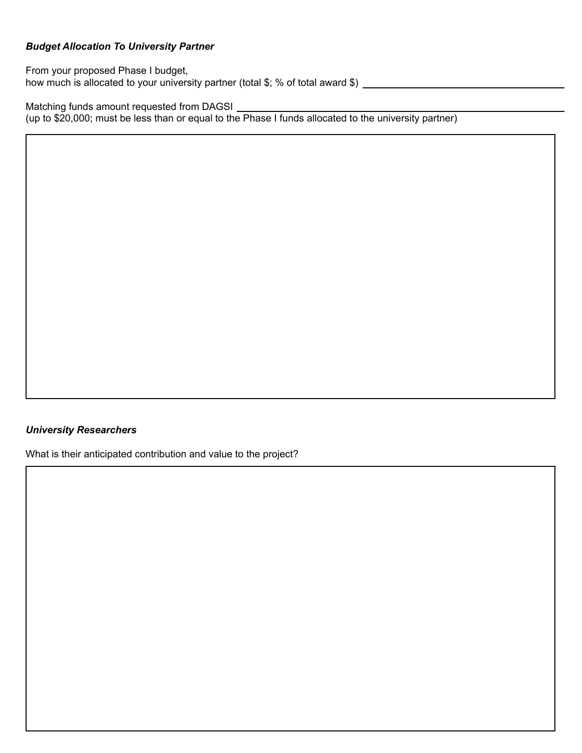***Budget Allocation To University Partner***

From your proposed Phase I budget,
how much is allocated to your university partner (total $; % of total award $) ______________________

Matching funds amount requested from DAGSI ______________________
(up to $20,000; must be less than or equal to the Phase I funds allocated to the university partner)

***University Researchers***

What is their anticipated contribution and value to the project?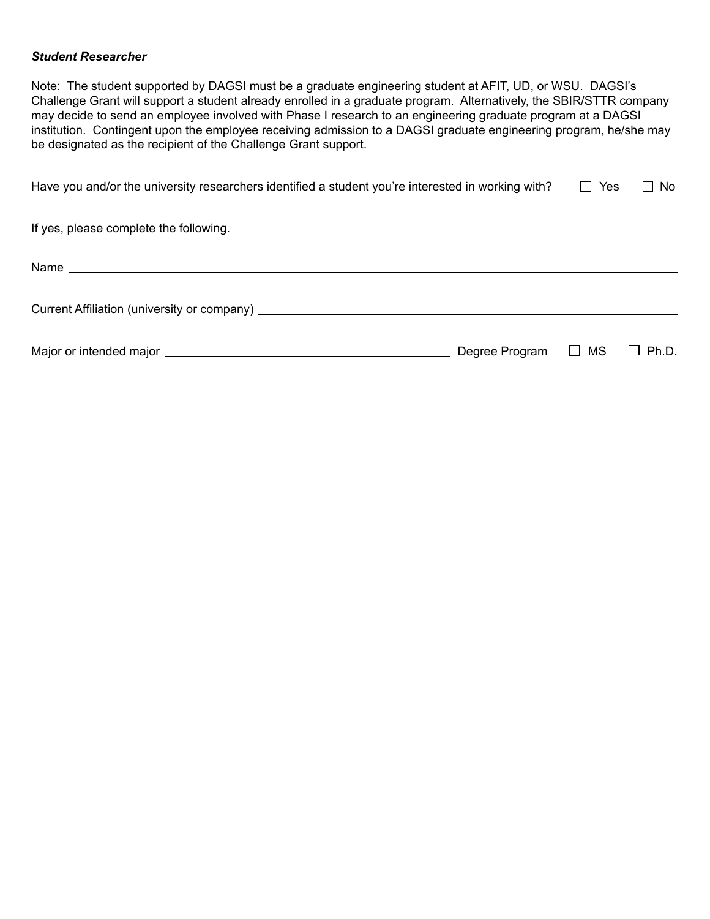***Student Researcher***

Note: The student supported by DAGSI must be a graduate engineering student at AFIT, UD, or WSU. DAGSI's Challenge Grant will support a student already enrolled in a graduate program. Alternatively, the SBIR/STTR company may decide to send an employee involved with Phase I research to an engineering graduate program at a DAGSI institution. Contingent upon the employee receiving admission to a DAGSI graduate engineering program, he/she may be designated as the recipient of the Challenge Grant support.

Have you and/or the university researchers identified a student you're interested in working with? ☐ Yes ☐ No

If yes, please complete the following.

Name ______________________________________________________________________________

Current Affiliation (university or company) ____________________________________________

Major or intended major ____________________________ Degree Program ☐ MS ☐ Ph.D.